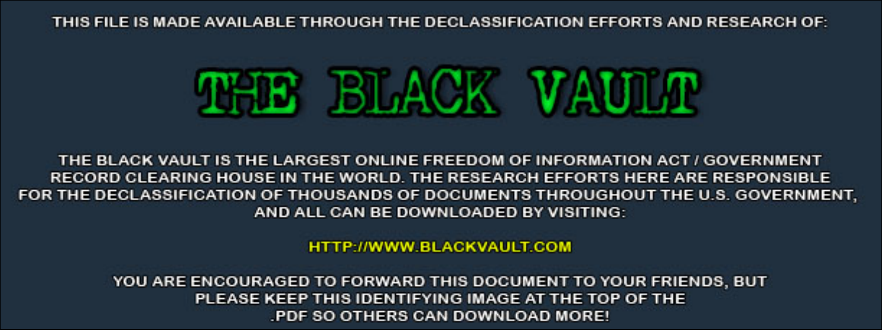THIS FILE IS MADE AVAILABLE THROUGH THE DECLASSIFICATION EFFORTS AND RESEARCH OF:

# THE BLACK VAULT

THE BLACK VAULT IS THE LARGEST ONLINE FREEDOM OF INFORMATION ACT / GOVERNMENT RECORD CLEARING HOUSE IN THE WORLD. THE RESEARCH EFFORTS HERE ARE RESPONSIBLE FOR THE DECLASSIFICATION OF THOUSANDS OF DOCUMENTS THROUGHOUT THE U.S. GOVERNMENT, AND ALL CAN BE DOWNLOADED BY VISITING:

HTTP://WWW.BLACKVAULT.COM

YOU ARE ENCOURAGED TO FORWARD THIS DOCUMENT TO YOUR FRIENDS, BUT PLEASE KEEP THIS IDENTIFYING IMAGE AT THE TOP OF THE .PDF SO OTHERS CAN DOWNLOAD MORE!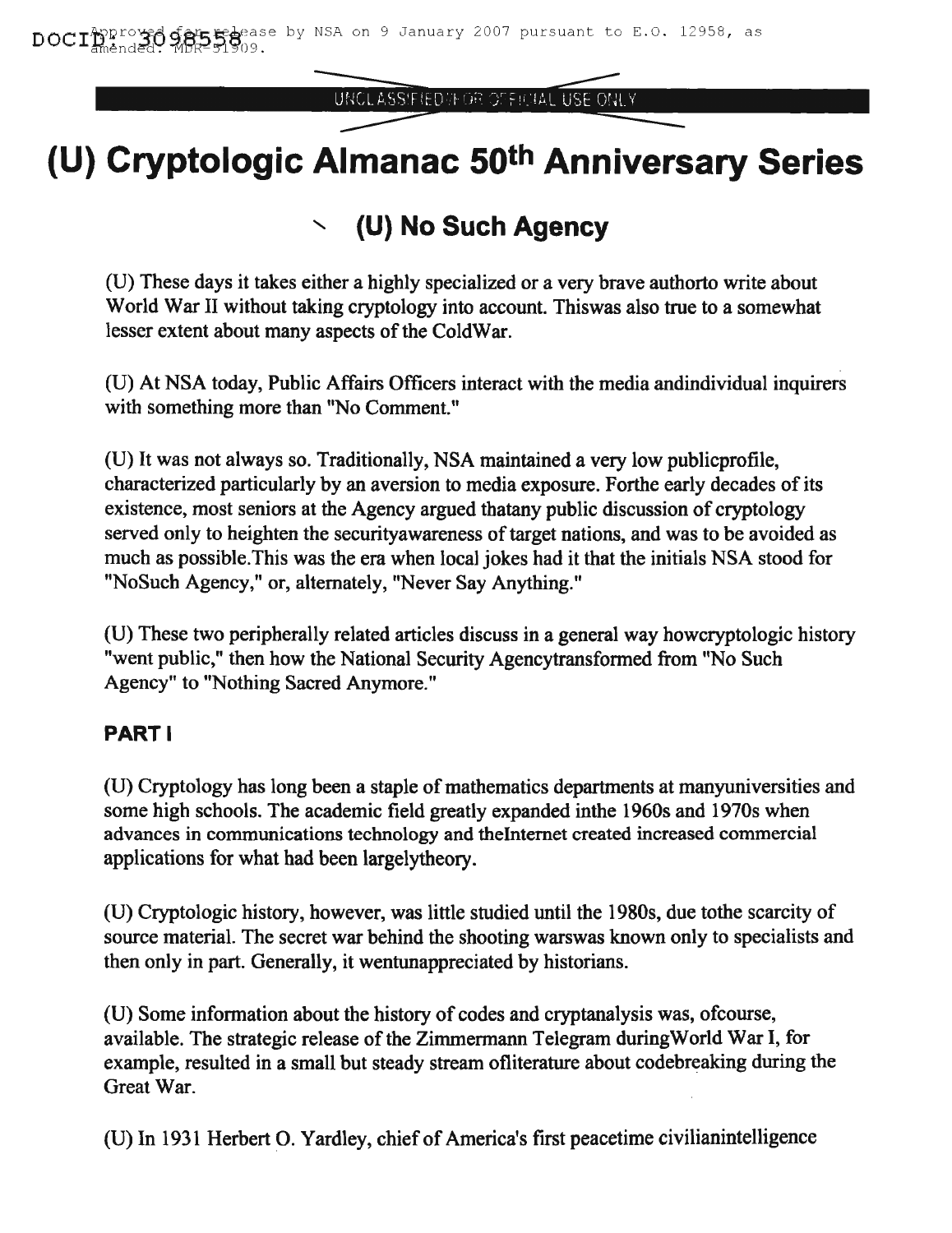# (U) Cryptologic Almanac 50th Anniversary Series

## (U) No Such Agency

(U) These days it takes either a highly specialized or a very brave authorto write about World War II without taking cryptology into account. Thiswas also true to a somewhat lesser extent about many aspects of the ColdWar.

(U) At NSA today, Public Affairs Officers interact with the media andindividual inquirers with something more than "No Comment."

(U) It was not always so. Traditionally, NSA maintained a very low publicprofile, characterized particularly by an aversion to media exposure. Forthe early decades of its existence, most seniors at the Agency argued thatany public discussion of cryptology served only to heighten the securityawareness of target nations, and was to be avoided as much as possible.This was the era when local jokes had it that the initials NSA stood for "NoSuch Agency," or, alternately, "Never Say Anything."

(U) These two peripherally related articles discuss in a general way howcryptologic history "went public," then how the National Security Agencytransformed from "No Such Agency" to "Nothing Sacred Anymore."

### PART I

(U) Cryptology has long been a staple of mathematics departments at manyuniversities and some high schools. The academic field greatly expanded inthe 1960s and 1970s when advances in communications technology and theInternet created increased commercial applications for what had been largelytheory.

(U) Cryptologic history, however, was little studied until the 1980s, due tothe scarcity of source material. The secret war behind the shooting warswas known only to specialists and then only in part. Generally, it wentunappreciated by historians.

(U) Some information about the history of codes and cryptanalysis was, ofcourse, available. The strategic release of the Zimmermann Telegram duringWorld War I, for example, resulted in a small but steady stream ofliterature about codebreaking during the Great War.

(U) In 1931 Herbert O. Yardley, chief of America's first peacetime civilianintelligence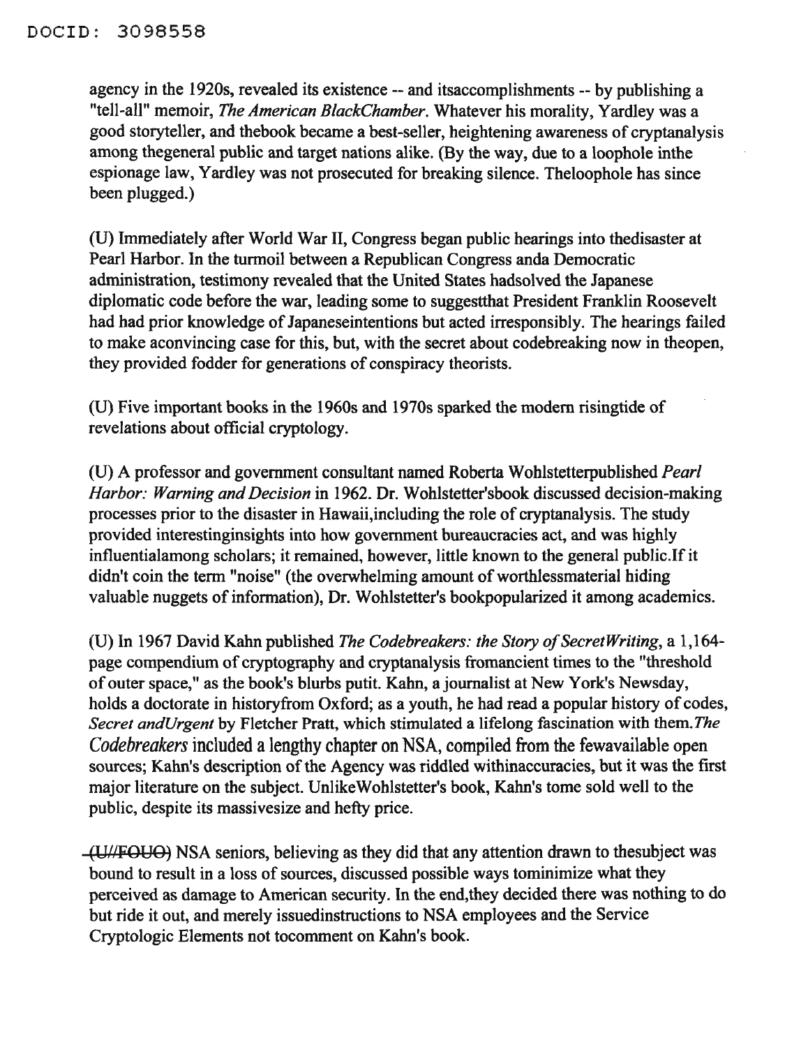agency in the 1920s, revealed its existence -- and itsaccomplishments -- by publishing a "tell-all" memoir, *The American BlackChamber*. Whatever his morality, Yardley was a good storyteller, and thebook became a best-seller, heightening awareness of cryptanalysis among thegeneral public and target nations alike. (By the way, due to a loophole inthe espionage law, Yardley was not prosecuted for breaking silence. Theloophole has since been plugged.)

(U) Immediately after World War II, Congress began public hearings into thedisaster at Pearl Harbor. In the turmoil between a Republican Congress anda Democratic administration, testimony revealed that the United States hadsolved the Japanese diplomatic code before the war, leading some to suggestthat President Franklin Roosevelt had had prior knowledge of Japaneseintentions but acted irresponsibly. The hearings failed to make aconvincing case for this, but, with the secret about codebreaking now in theopen, they provided fodder for generations of conspiracy theorists.

(U) Five important books in the 1960s and 1970s sparked the modern risingtide of revelations about official cryptology.

(U) A professor and government consultant named Roberta Wohlstetterpublished *Pearl Harbor: Warning and Decision* in 1962. Dr. Wohlstetter'sbook discussed decision-making processes prior to the disaster in Hawaii,including the role of cryptanalysis. The study provided interestinginsights into how government bureaucracies act, and was highly influentialamong scholars; it remained, however, little known to the general public.If it didn't coin the term "noise" (the overwhelming amount of worthlessmaterial hiding valuable nuggets of information), Dr. Wohlstetter's bookpopularized it among academics.

(U) In 1967 David Kahn published *The Codebreakers: the Story of SecretWriting*, a 1,164-page compendium of cryptography and cryptanalysis fromancient times to the "threshold of outer space," as the book's blurbs putit. Kahn, a journalist at New York's Newsday, holds a doctorate in historyfrom Oxford; as a youth, he had read a popular history of codes, *Secret andUrgent* by Fletcher Pratt, which stimulated a lifelong fascination with them.*The Codebreakers* included a lengthy chapter on NSA, compiled from the fewavailable open sources; Kahn's description of the Agency was riddled withinaccuracies, but it was the first major literature on the subject. UnlikeWohlstetter's book, Kahn's tome sold well to the public, despite its massivesize and hefty price.

~~(U//FOUO)~~ NSA seniors, believing as they did that any attention drawn to thesubject was bound to result in a loss of sources, discussed possible ways tominimize what they perceived as damage to American security. In the end,they decided there was nothing to do but ride it out, and merely issuedinstructions to NSA employees and the Service Cryptologic Elements not tocomment on Kahn's book.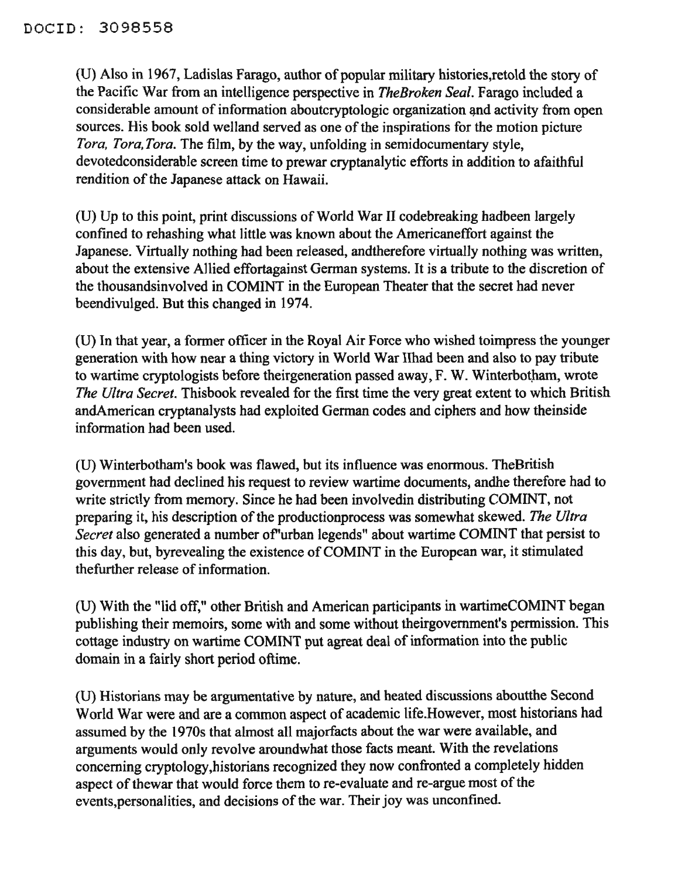(U) Also in 1967, Ladislas Farago, author of popular military histories,retold the story of the Pacific War from an intelligence perspective in *TheBroken Seal*. Farago included a considerable amount of information aboutcryptologic organization and activity from open sources. His book sold welland served as one of the inspirations for the motion picture *Tora, Tora,Tora*. The film, by the way, unfolding in semidocumentary style, devotedconsiderable screen time to prewar cryptanalytic efforts in addition to afaithful rendition of the Japanese attack on Hawaii.

(U) Up to this point, print discussions of World War II codebreaking hadbeen largely confined to rehashing what little was known about the Americaneffort against the Japanese. Virtually nothing had been released, andtherefore virtually nothing was written, about the extensive Allied effortagainst German systems. It is a tribute to the discretion of the thousandsinvolved in COMINT in the European Theater that the secret had never beendivulged. But this changed in 1974.

(U) In that year, a former officer in the Royal Air Force who wished toimpress the younger generation with how near a thing victory in World War IIhad been and also to pay tribute to wartime cryptologists before theirgeneration passed away, F. W. Winterbotham, wrote *The Ultra Secret*. Thisbook revealed for the first time the very great extent to which British andAmerican cryptanalysts had exploited German codes and ciphers and how theinside information had been used.

(U) Winterbotham's book was flawed, but its influence was enormous. TheBritish government had declined his request to review wartime documents, andhe therefore had to write strictly from memory. Since he had been involvedin distributing COMINT, not preparing it, his description of the productionprocess was somewhat skewed. *The Ultra Secret* also generated a number of"urban legends" about wartime COMINT that persist to this day, but, byrevealing the existence of COMINT in the European war, it stimulated thefurther release of information.

(U) With the "lid off," other British and American participants in wartimeCOMINT began publishing their memoirs, some with and some without theirgovernment's permission. This cottage industry on wartime COMINT put agreat deal of information into the public domain in a fairly short period oftime.

(U) Historians may be argumentative by nature, and heated discussions aboutthe Second World War were and are a common aspect of academic life.However, most historians had assumed by the 1970s that almost all majorfacts about the war were available, and arguments would only revolve aroundwhat those facts meant. With the revelations concerning cryptology,historians recognized they now confronted a completely hidden aspect of thewar that would force them to re-evaluate and re-argue most of the events,personalities, and decisions of the war. Their joy was unconfined.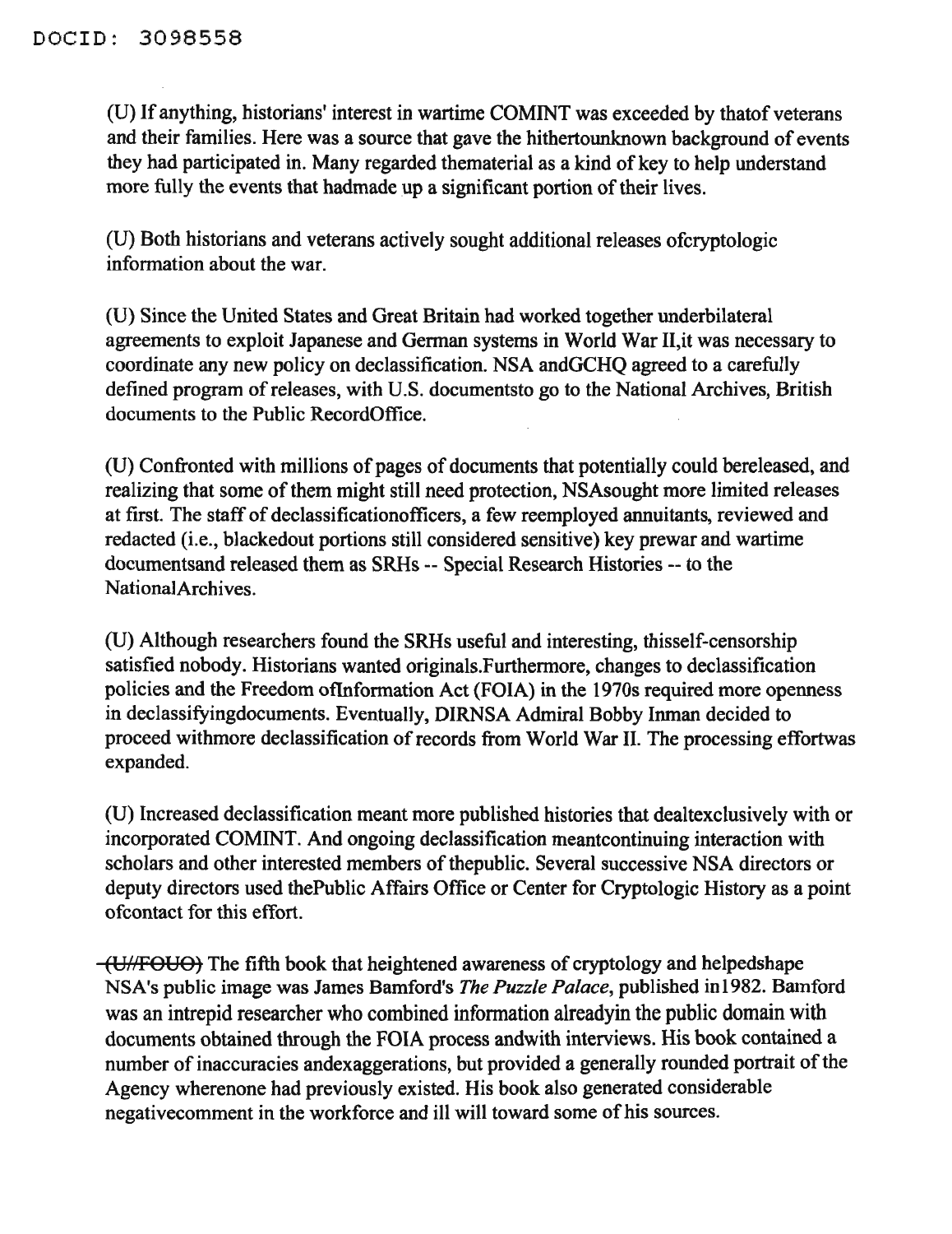DOCID: 3098558

(U) If anything, historians' interest in wartime COMINT was exceeded by thatof veterans and their families. Here was a source that gave the hithertounknown background of events they had participated in. Many regarded thematerial as a kind of key to help understand more fully the events that hadmade up a significant portion of their lives.

(U) Both historians and veterans actively sought additional releases ofcryptologic information about the war.

(U) Since the United States and Great Britain had worked together underbilateral agreements to exploit Japanese and German systems in World War II,it was necessary to coordinate any new policy on declassification. NSA andGCHQ agreed to a carefully defined program of releases, with U.S. documentsto go to the National Archives, British documents to the Public RecordOffice.

(U) Confronted with millions of pages of documents that potentially could bereleased, and realizing that some of them might still need protection, NSAsought more limited releases at first. The staff of declassificationofficers, a few reemployed annuitants, reviewed and redacted (i.e., blackedout portions still considered sensitive) key prewar and wartime documentsand released them as SRHs -- Special Research Histories -- to the NationalArchives.

(U) Although researchers found the SRHs useful and interesting, thisself-censorship satisfied nobody. Historians wanted originals.Furthermore, changes to declassification policies and the Freedom ofInformation Act (FOIA) in the 1970s required more openness in declassifyingdocuments. Eventually, DIRNSA Admiral Bobby Inman decided to proceed withmore declassification of records from World War II. The processing effortwas expanded.

(U) Increased declassification meant more published histories that dealtexclusively with or incorporated COMINT. And ongoing declassification meantcontinuing interaction with scholars and other interested members of thepublic. Several successive NSA directors or deputy directors used thePublic Affairs Office or Center for Cryptologic History as a point ofcontact for this effort.

~~(U//FOUO)~~ The fifth book that heightened awareness of cryptology and helpedshape NSA's public image was James Bamford's *The Puzzle Palace*, published in1982. Bamford was an intrepid researcher who combined information alreadyin the public domain with documents obtained through the FOIA process andwith interviews. His book contained a number of inaccuracies andexaggerations, but provided a generally rounded portrait of the Agency wherenone had previously existed. His book also generated considerable negativecomment in the workforce and ill will toward some of his sources.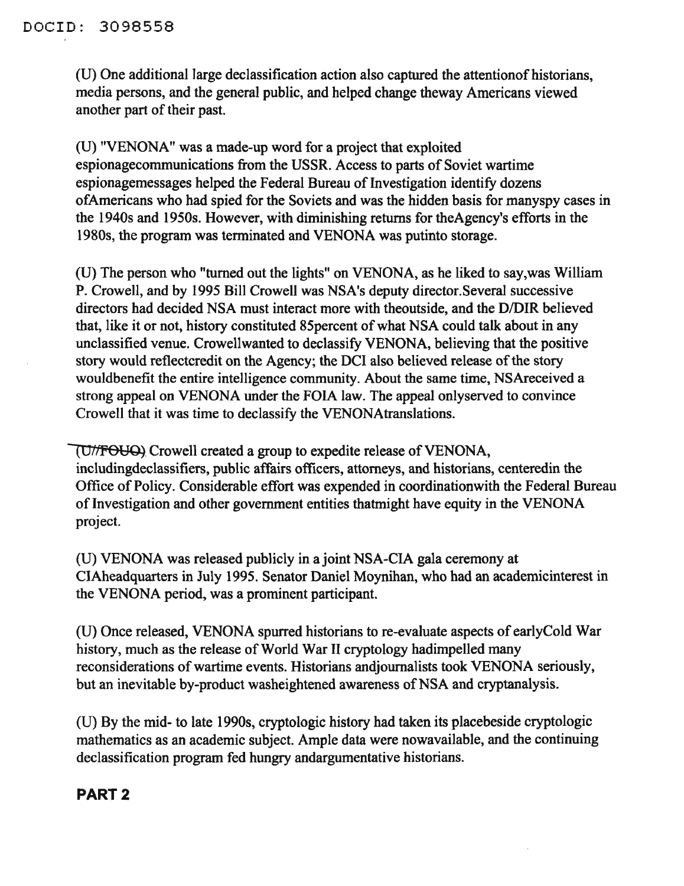(U) One additional large declassification action also captured the attentionof historians, media persons, and the general public, and helped change theway Americans viewed another part of their past.

(U) "VENONA" was a made-up word for a project that exploited espionagecommunications from the USSR. Access to parts of Soviet wartime espionagemessages helped the Federal Bureau of Investigation identify dozens ofAmericans who had spied for the Soviets and was the hidden basis for manyspy cases in the 1940s and 1950s. However, with diminishing returns for theAgency's efforts in the 1980s, the program was terminated and VENONA was putinto storage.

(U) The person who "turned out the lights" on VENONA, as he liked to say,was William P. Crowell, and by 1995 Bill Crowell was NSA's deputy director.Several successive directors had decided NSA must interact more with theoutside, and the D/DIR believed that, like it or not, history constituted 85percent of what NSA could talk about in any unclassified venue. Crowellwanted to declassify VENONA, believing that the positive story would reflectcredit on the Agency; the DCI also believed release of the story wouldbenefit the entire intelligence community. About the same time, NSAreceived a strong appeal on VENONA under the FOIA law. The appeal onlyserved to convince Crowell that it was time to declassify the VENONAtranslations.

~~(U//FOUO)~~ Crowell created a group to expedite release of VENONA, includingdeclassifiers, public affairs officers, attorneys, and historians, centeredin the Office of Policy. Considerable effort was expended in coordinationwith the Federal Bureau of Investigation and other government entities thatmight have equity in the VENONA project.

(U) VENONA was released publicly in a joint NSA-CIA gala ceremony at CIAheadquarters in July 1995. Senator Daniel Moynihan, who had an academicinterest in the VENONA period, was a prominent participant.

(U) Once released, VENONA spurred historians to re-evaluate aspects of earlyCold War history, much as the release of World War II cryptology hadimpelled many reconsiderations of wartime events. Historians andjournalists took VENONA seriously, but an inevitable by-product washeightened awareness of NSA and cryptanalysis.

(U) By the mid- to late 1990s, cryptologic history had taken its placebeside cryptologic mathematics as an academic subject. Ample data were nowavailable, and the continuing declassification program fed hungry andargumentative historians.

## PART 2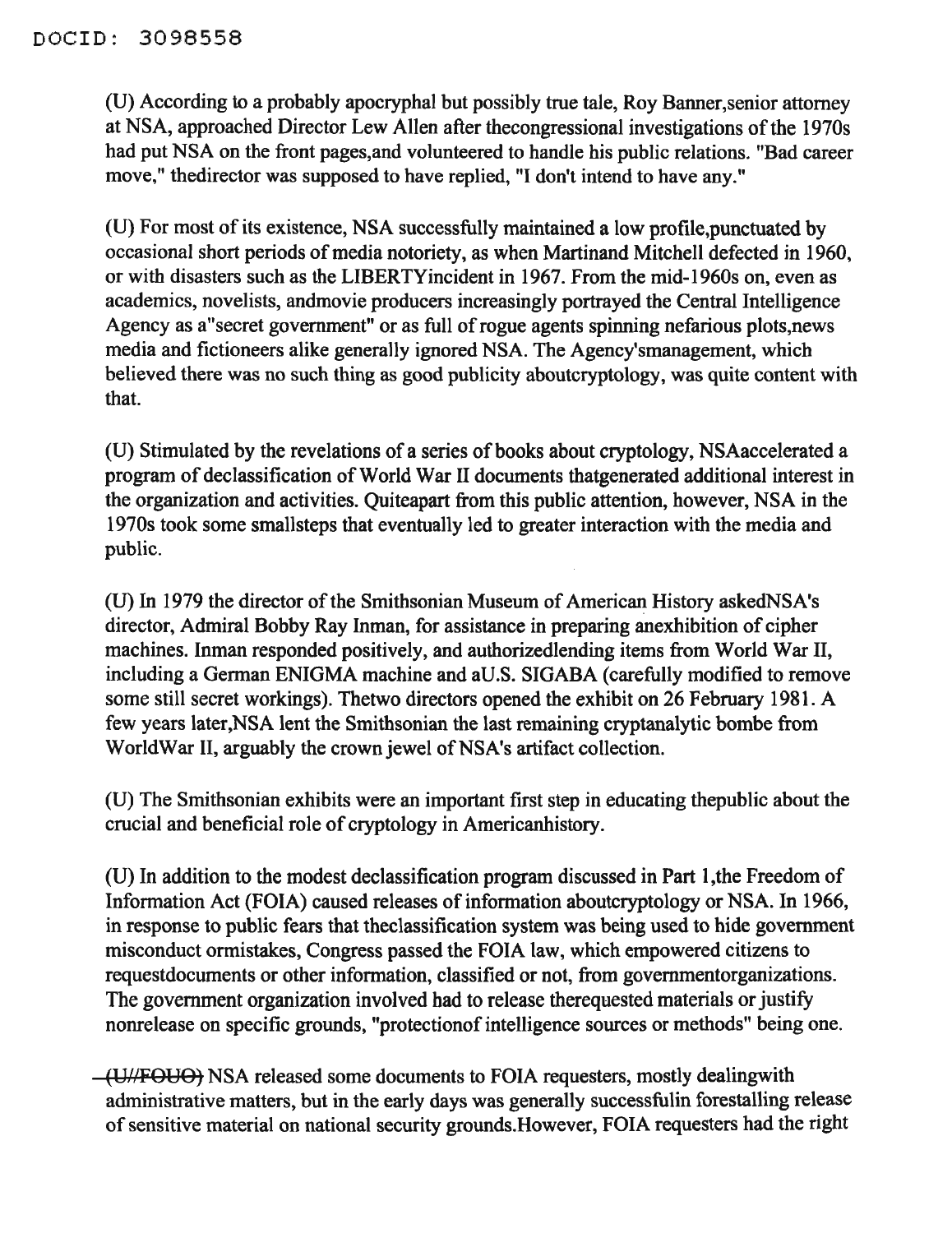(U) According to a probably apocryphal but possibly true tale, Roy Banner, senior attorney at NSA, approached Director Lew Allen after the congressional investigations of the 1970s had put NSA on the front pages, and volunteered to handle his public relations. "Bad career move," the director was supposed to have replied, "I don't intend to have any."

(U) For most of its existence, NSA successfully maintained a low profile, punctuated by occasional short periods of media notoriety, as when Martin and Mitchell defected in 1960, or with disasters such as the LIBERTY incident in 1967. From the mid-1960s on, even as academics, novelists, and movie producers increasingly portrayed the Central Intelligence Agency as a "secret government" or as full of rogue agents spinning nefarious plots, news media and fictioneers alike generally ignored NSA. The Agency's management, which believed there was no such thing as good publicity about cryptology, was quite content with that.

(U) Stimulated by the revelations of a series of books about cryptology, NSA accelerated a program of declassification of World War II documents that generated additional interest in the organization and activities. Quite apart from this public attention, however, NSA in the 1970s took some small steps that eventually led to greater interaction with the media and public.

(U) In 1979 the director of the Smithsonian Museum of American History asked NSA's director, Admiral Bobby Ray Inman, for assistance in preparing an exhibition of cipher machines. Inman responded positively, and authorized lending items from World War II, including a German ENIGMA machine and a U.S. SIGABA (carefully modified to remove some still secret workings). The two directors opened the exhibit on 26 February 1981. A few years later, NSA lent the Smithsonian the last remaining cryptanalytic bombe from World War II, arguably the crown jewel of NSA's artifact collection.

(U) The Smithsonian exhibits were an important first step in educating the public about the crucial and beneficial role of cryptology in American history.

(U) In addition to the modest declassification program discussed in Part 1, the Freedom of Information Act (FOIA) caused releases of information about cryptology or NSA. In 1966, in response to public fears that the classification system was being used to hide government misconduct or mistakes, Congress passed the FOIA law, which empowered citizens to request documents or other information, classified or not, from government organizations. The government organization involved had to release the requested materials or justify nonrelease on specific grounds, "protection of intelligence sources or methods" being one.

~~(U//FOUO)~~ NSA released some documents to FOIA requesters, mostly dealing with administrative matters, but in the early days was generally successful in forestalling release of sensitive material on national security grounds. However, FOIA requesters had the right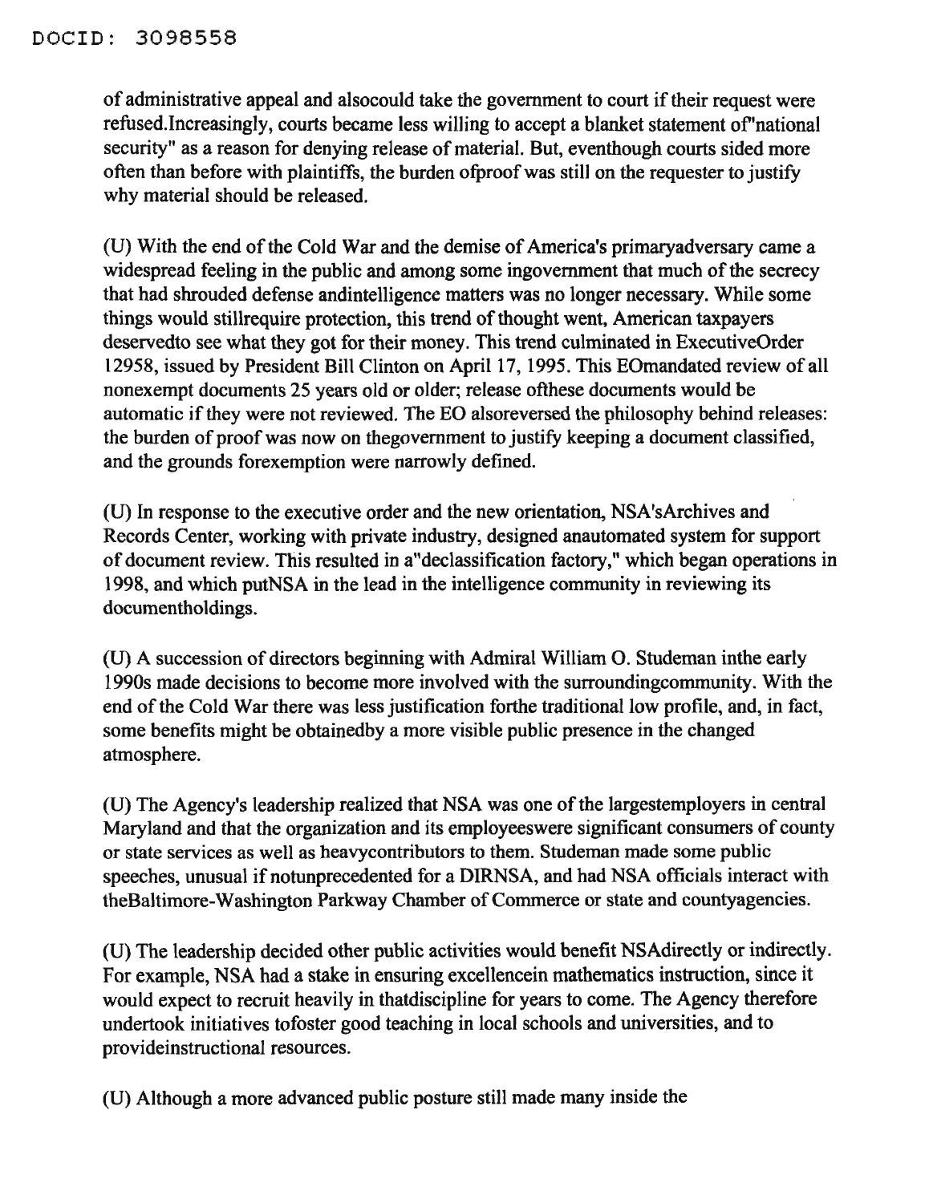of administrative appeal and alsocould take the government to court if their request were refused.Increasingly, courts became less willing to accept a blanket statement of"national security" as a reason for denying release of material. But, eventhough courts sided more often than before with plaintiffs, the burden ofproof was still on the requester to justify why material should be released.

(U) With the end of the Cold War and the demise of America's primaryadversary came a widespread feeling in the public and among some ingovernment that much of the secrecy that had shrouded defense andintelligence matters was no longer necessary. While some things would stillrequire protection, this trend of thought went, American taxpayers deservedto see what they got for their money. This trend culminated in ExecutiveOrder 12958, issued by President Bill Clinton on April 17, 1995. This EOmandated review of all nonexempt documents 25 years old or older; release ofthese documents would be automatic if they were not reviewed. The EO alsoreversed the philosophy behind releases: the burden of proof was now on thegovernment to justify keeping a document classified, and the grounds forexemption were narrowly defined.

(U) In response to the executive order and the new orientation, NSA'sArchives and Records Center, working with private industry, designed anautomated system for support of document review. This resulted in a"declassification factory," which began operations in 1998, and which putNSA in the lead in the intelligence community in reviewing its documentholdings.

(U) A succession of directors beginning with Admiral William O. Studeman inthe early 1990s made decisions to become more involved with the surroundingcommunity. With the end of the Cold War there was less justification forthe traditional low profile, and, in fact, some benefits might be obtainedby a more visible public presence in the changed atmosphere.

(U) The Agency's leadership realized that NSA was one of the largestemployers in central Maryland and that the organization and its employeeswere significant consumers of county or state services as well as heavycontributors to them. Studeman made some public speeches, unusual if notunprecedented for a DIRNSA, and had NSA officials interact with theBaltimore-Washington Parkway Chamber of Commerce or state and countyagencies.

(U) The leadership decided other public activities would benefit NSAdirectly or indirectly. For example, NSA had a stake in ensuring excellencein mathematics instruction, since it would expect to recruit heavily in thatdiscipline for years to come. The Agency therefore undertook initiatives tofoster good teaching in local schools and universities, and to provideinstructional resources.

(U) Although a more advanced public posture still made many inside the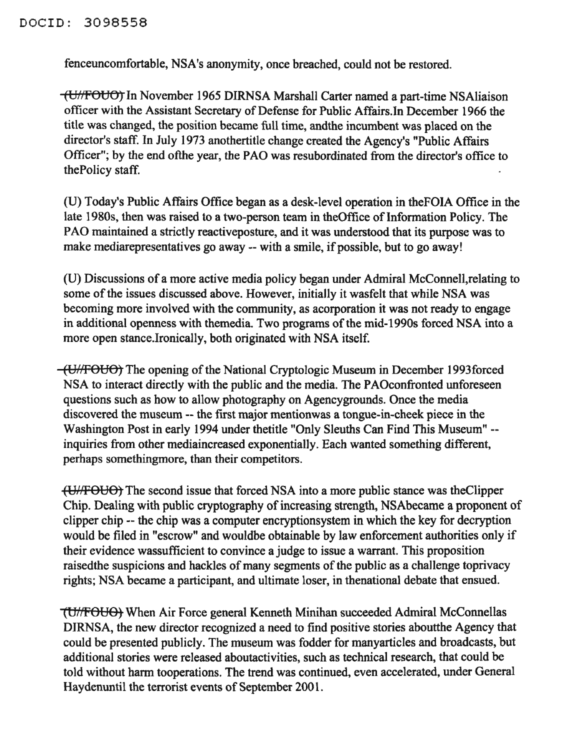fenceuncomfortable, NSA's anonymity, once breached, could not be restored.

~~(U//FOUO)~~ In November 1965 DIRNSA Marshall Carter named a part-time NSAliaison officer with the Assistant Secretary of Defense for Public Affairs.In December 1966 the title was changed, the position became full time, andthe incumbent was placed on the director's staff. In July 1973 anothertitle change created the Agency's "Public Affairs Officer"; by the end ofthe year, the PAO was resubordinated from the director's office to thePolicy staff.

(U) Today's Public Affairs Office began as a desk-level operation in theFOIA Office in the late 1980s, then was raised to a two-person team in theOffice of Information Policy. The PAO maintained a strictly reactiveposture, and it was understood that its purpose was to make mediarepresentatives go away -- with a smile, if possible, but to go away!

(U) Discussions of a more active media policy began under Admiral McConnell,relating to some of the issues discussed above. However, initially it wasfelt that while NSA was becoming more involved with the community, as acorporation it was not ready to engage in additional openness with themedia. Two programs of the mid-1990s forced NSA into a more open stance.Ironically, both originated with NSA itself.

~~(U//FOUO)~~ The opening of the National Cryptologic Museum in December 1993forced NSA to interact directly with the public and the media. The PAOconfronted unforeseen questions such as how to allow photography on Agencygrounds. Once the media discovered the museum -- the first major mentionwas a tongue-in-cheek piece in the Washington Post in early 1994 under thetitle "Only Sleuths Can Find This Museum" -- inquiries from other mediaincreased exponentially. Each wanted something different, perhaps somethingmore, than their competitors.

~~(U//FOUO)~~ The second issue that forced NSA into a more public stance was theClipper Chip. Dealing with public cryptography of increasing strength, NSAbecame a proponent of clipper chip -- the chip was a computer encryptionsystem in which the key for decryption would be filed in "escrow" and wouldbe obtainable by law enforcement authorities only if their evidence wassufficient to convince a judge to issue a warrant. This proposition raisedthe suspicions and hackles of many segments of the public as a challenge toprivacy rights; NSA became a participant, and ultimate loser, in thenational debate that ensued.

~~(U//FOUO)~~ When Air Force general Kenneth Minihan succeeded Admiral McConnellas DIRNSA, the new director recognized a need to find positive stories aboutthe Agency that could be presented publicly. The museum was fodder for manyarticles and broadcasts, but additional stories were released aboutactivities, such as technical research, that could be told without harm tooperations. The trend was continued, even accelerated, under General Haydenuntil the terrorist events of September 2001.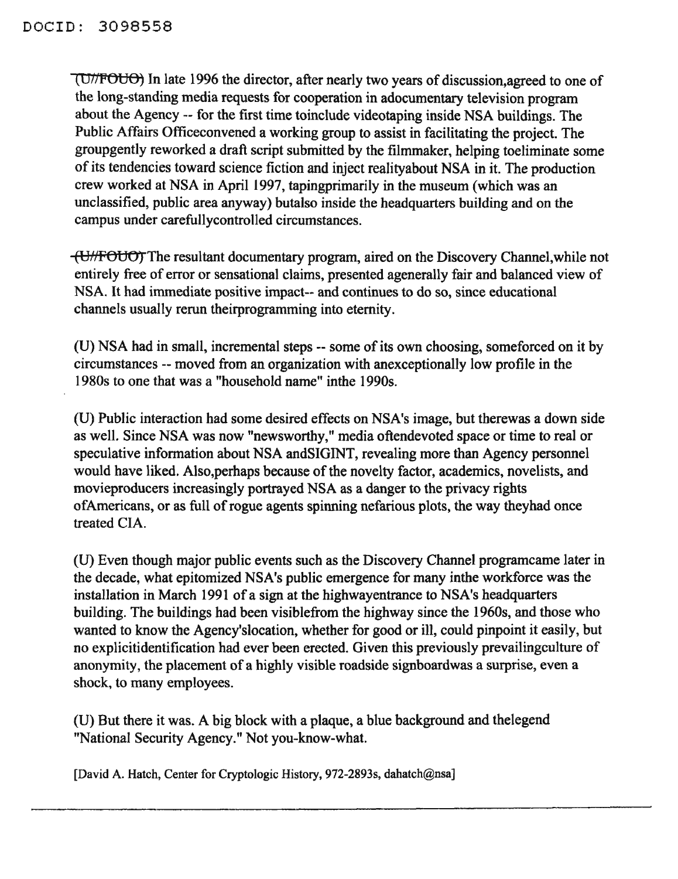DOCID: 3098558

(U//FOUO) In late 1996 the director, after nearly two years of discussion,agreed to one of the long-standing media requests for cooperation in adocumentary television program about the Agency -- for the first time toinclude videotaping inside NSA buildings. The Public Affairs Officeconvened a working group to assist in facilitating the project. The groupgently reworked a draft script submitted by the filmmaker, helping toeliminate some of its tendencies toward science fiction and inject realityabout NSA in it. The production crew worked at NSA in April 1997, tapingprimarily in the museum (which was an unclassified, public area anyway) butalso inside the headquarters building and on the campus under carefullycontrolled circumstances.

(U//FOUO) The resultant documentary program, aired on the Discovery Channel,while not entirely free of error or sensational claims, presented agenerally fair and balanced view of NSA. It had immediate positive impact-- and continues to do so, since educational channels usually rerun theirprogramming into eternity.

(U) NSA had in small, incremental steps -- some of its own choosing, someforced on it by circumstances -- moved from an organization with anexceptionally low profile in the 1980s to one that was a "household name" inthe 1990s.

(U) Public interaction had some desired effects on NSA's image, but therewas a down side as well. Since NSA was now "newsworthy," media oftendevoted space or time to real or speculative information about NSA andSIGINT, revealing more than Agency personnel would have liked. Also,perhaps because of the novelty factor, academics, novelists, and movieproducers increasingly portrayed NSA as a danger to the privacy rights ofAmericans, or as full of rogue agents spinning nefarious plots, the way theyhad once treated CIA.

(U) Even though major public events such as the Discovery Channel programcame later in the decade, what epitomized NSA's public emergence for many inthe workforce was the installation in March 1991 of a sign at the highwayentrance to NSA's headquarters building. The buildings had been visiblefrom the highway since the 1960s, and those who wanted to know the Agency'slocation, whether for good or ill, could pinpoint it easily, but no explicitidentification had ever been erected. Given this previously prevailingculture of anonymity, the placement of a highly visible roadside signboardwas a surprise, even a shock, to many employees.

(U) But there it was. A big block with a plaque, a blue background and thelegend "National Security Agency." Not you-know-what.

[David A. Hatch, Center for Cryptologic History, 972-2893s, dahatch@nsa]

---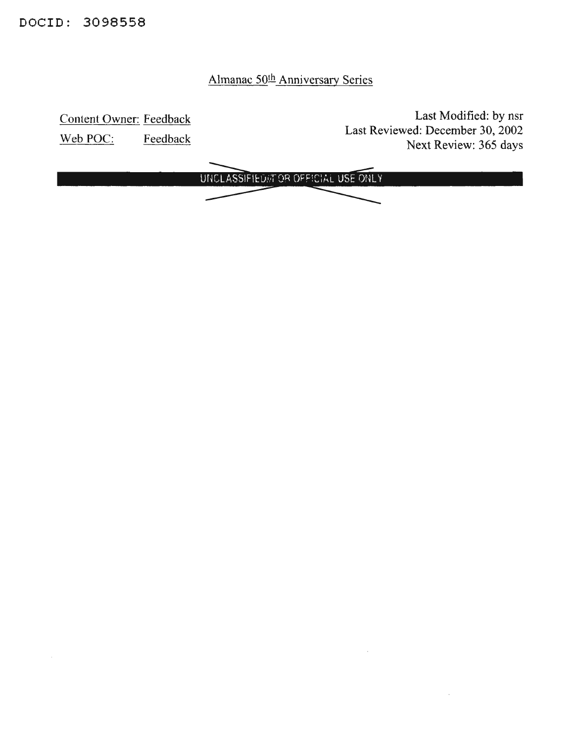DOCID: 3098558

Almanac 50th Anniversary Series

Content Owner: Feedback

Web POC: Feedback

Last Modified: by nsr
Last Reviewed: December 30, 2002
Next Review: 365 days

UNCLASSIFIED//FOR OFFICIAL USE ONLY